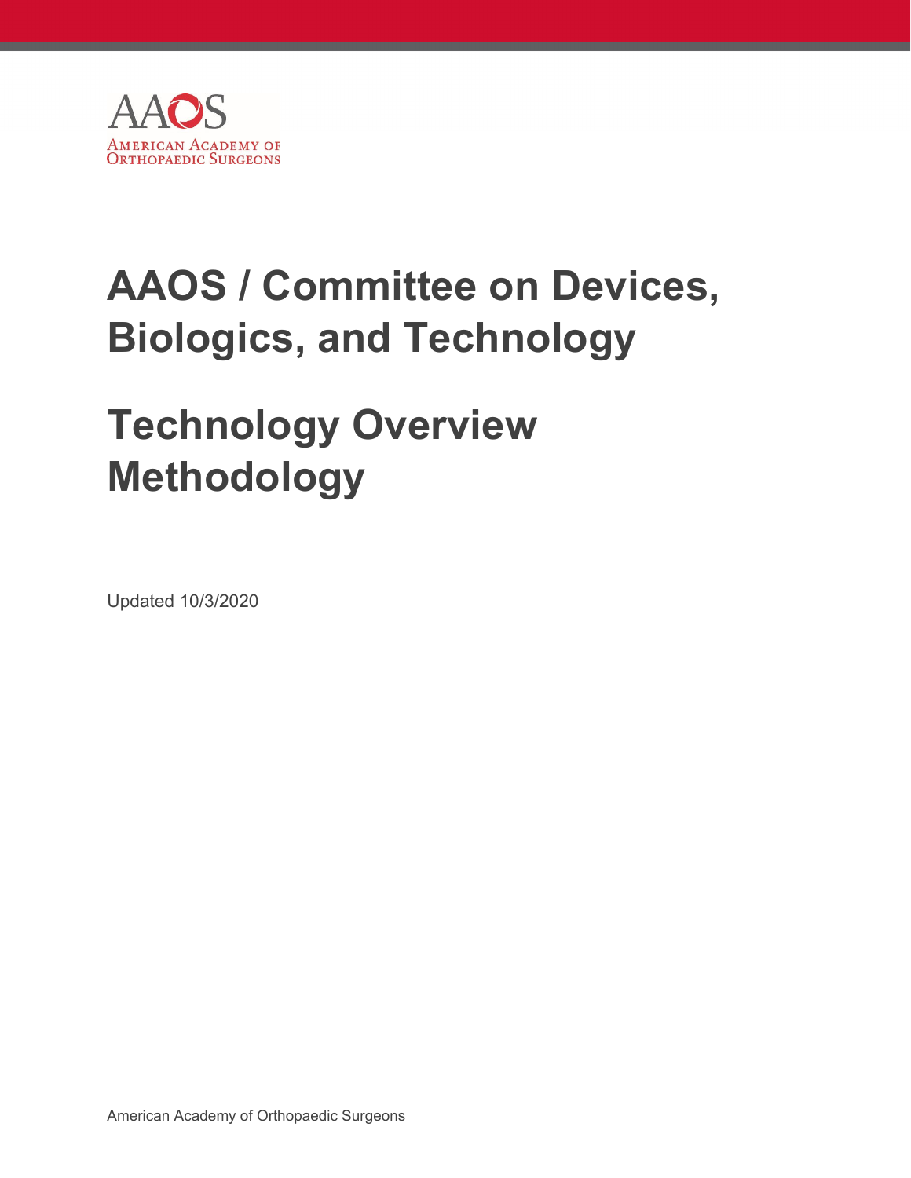AAOS

American Academy of Orthopaedic Surgeons

# AAOS / Committee on Devices, Biologics, and Technology

# Technology Overview Methodology

Updated 10/3/2020

American Academy of Orthopaedic Surgeons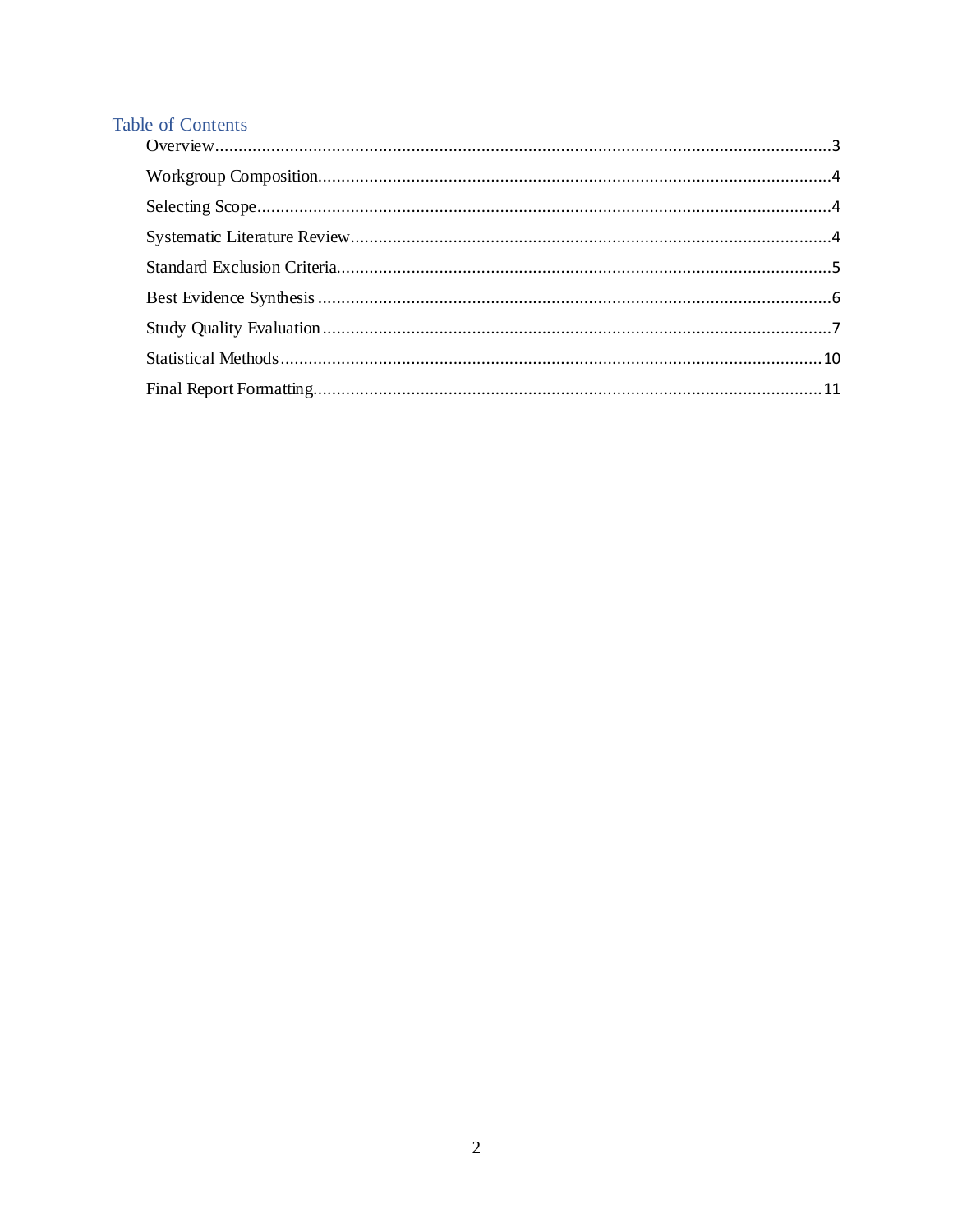## Table of Contents

- Overview.....3
- Workgroup Composition.....4
- Selecting Scope.....4
- Systematic Literature Review.....4
- Standard Exclusion Criteria.....5
- Best Evidence Synthesis.....6
- Study Quality Evaluation.....7
- Statistical Methods.....10
- Final Report Formatting.....11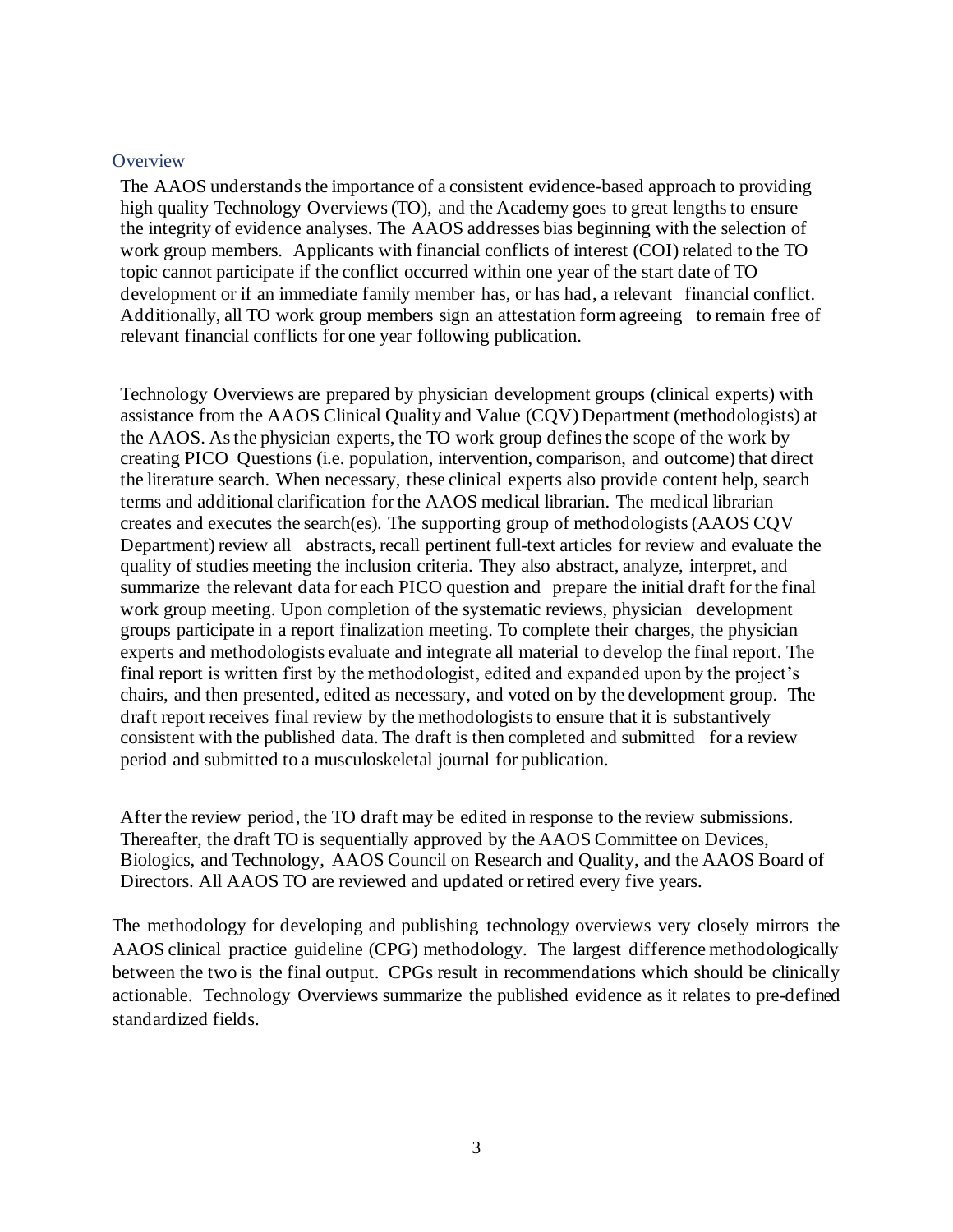## Overview

The AAOS understands the importance of a consistent evidence-based approach to providing high quality Technology Overviews (TO), and the Academy goes to great lengths to ensure the integrity of evidence analyses. The AAOS addresses bias beginning with the selection of work group members. Applicants with financial conflicts of interest (COI) related to the TO topic cannot participate if the conflict occurred within one year of the start date of TO development or if an immediate family member has, or has had, a relevant financial conflict. Additionally, all TO work group members sign an attestation form agreeing to remain free of relevant financial conflicts for one year following publication.

Technology Overviews are prepared by physician development groups (clinical experts) with assistance from the AAOS Clinical Quality and Value (CQV) Department (methodologists) at the AAOS. As the physician experts, the TO work group defines the scope of the work by creating PICO Questions (i.e. population, intervention, comparison, and outcome) that direct the literature search. When necessary, these clinical experts also provide content help, search terms and additional clarification for the AAOS medical librarian. The medical librarian creates and executes the search(es). The supporting group of methodologists (AAOS CQV Department) review all abstracts, recall pertinent full-text articles for review and evaluate the quality of studies meeting the inclusion criteria. They also abstract, analyze, interpret, and summarize the relevant data for each PICO question and prepare the initial draft for the final work group meeting. Upon completion of the systematic reviews, physician development groups participate in a report finalization meeting. To complete their charges, the physician experts and methodologists evaluate and integrate all material to develop the final report. The final report is written first by the methodologist, edited and expanded upon by the project's chairs, and then presented, edited as necessary, and voted on by the development group. The draft report receives final review by the methodologists to ensure that it is substantively consistent with the published data. The draft is then completed and submitted for a review period and submitted to a musculoskeletal journal for publication.

After the review period, the TO draft may be edited in response to the review submissions. Thereafter, the draft TO is sequentially approved by the AAOS Committee on Devices, Biologics, and Technology, AAOS Council on Research and Quality, and the AAOS Board of Directors. All AAOS TO are reviewed and updated or retired every five years.

The methodology for developing and publishing technology overviews very closely mirrors the AAOS clinical practice guideline (CPG) methodology. The largest difference methodologically between the two is the final output. CPGs result in recommendations which should be clinically actionable. Technology Overviews summarize the published evidence as it relates to pre-defined standardized fields.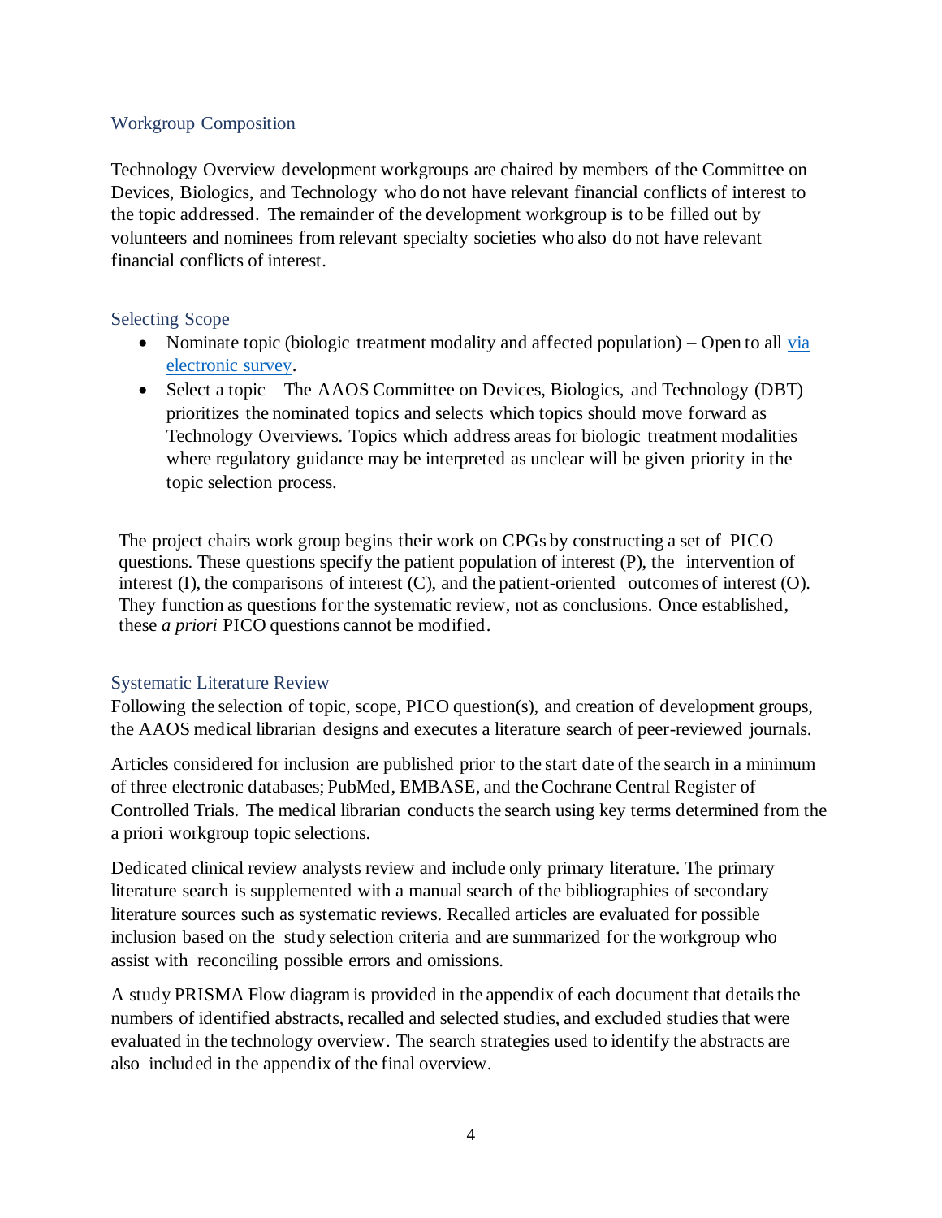## Workgroup Composition

Technology Overview development workgroups are chaired by members of the Committee on Devices, Biologics, and Technology who do not have relevant financial conflicts of interest to the topic addressed. The remainder of the development workgroup is to be filled out by volunteers and nominees from relevant specialty societies who also do not have relevant financial conflicts of interest.

## Selecting Scope

- Nominate topic (biologic treatment modality and affected population) – Open to all [via electronic survey].
- Select a topic – The AAOS Committee on Devices, Biologics, and Technology (DBT) prioritizes the nominated topics and selects which topics should move forward as Technology Overviews. Topics which address areas for biologic treatment modalities where regulatory guidance may be interpreted as unclear will be given priority in the topic selection process.

The project chairs work group begins their work on CPGs by constructing a set of PICO questions. These questions specify the patient population of interest (P), the intervention of interest (I), the comparisons of interest (C), and the patient-oriented outcomes of interest (O). They function as questions for the systematic review, not as conclusions. Once established, these *a priori* PICO questions cannot be modified.

## Systematic Literature Review

Following the selection of topic, scope, PICO question(s), and creation of development groups, the AAOS medical librarian designs and executes a literature search of peer-reviewed journals.

Articles considered for inclusion are published prior to the start date of the search in a minimum of three electronic databases; PubMed, EMBASE, and the Cochrane Central Register of Controlled Trials. The medical librarian conducts the search using key terms determined from the a priori workgroup topic selections.

Dedicated clinical review analysts review and include only primary literature. The primary literature search is supplemented with a manual search of the bibliographies of secondary literature sources such as systematic reviews. Recalled articles are evaluated for possible inclusion based on the study selection criteria and are summarized for the workgroup who assist with reconciling possible errors and omissions.

A study PRISMA Flow diagram is provided in the appendix of each document that details the numbers of identified abstracts, recalled and selected studies, and excluded studies that were evaluated in the technology overview. The search strategies used to identify the abstracts are also included in the appendix of the final overview.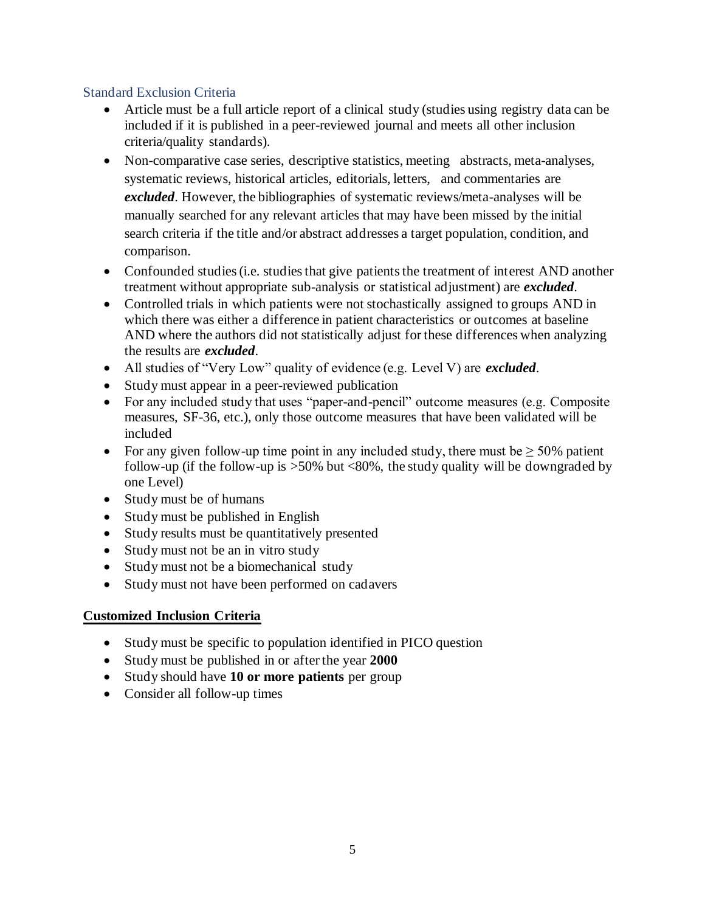## Standard Exclusion Criteria

- Article must be a full article report of a clinical study (studies using registry data can be included if it is published in a peer-reviewed journal and meets all other inclusion criteria/quality standards).
- Non-comparative case series, descriptive statistics, meeting abstracts, meta-analyses, systematic reviews, historical articles, editorials, letters, and commentaries are ***excluded***. However, the bibliographies of systematic reviews/meta-analyses will be manually searched for any relevant articles that may have been missed by the initial search criteria if the title and/or abstract addresses a target population, condition, and comparison.
- Confounded studies (i.e. studies that give patients the treatment of interest AND another treatment without appropriate sub-analysis or statistical adjustment) are ***excluded***.
- Controlled trials in which patients were not stochastically assigned to groups AND in which there was either a difference in patient characteristics or outcomes at baseline AND where the authors did not statistically adjust for these differences when analyzing the results are ***excluded***.
- All studies of "Very Low" quality of evidence (e.g. Level V) are ***excluded***.
- Study must appear in a peer-reviewed publication
- For any included study that uses "paper-and-pencil" outcome measures (e.g. Composite measures, SF-36, etc.), only those outcome measures that have been validated will be included
- For any given follow-up time point in any included study, there must be $\geq$ 50% patient follow-up (if the follow-up is >50% but <80%, the study quality will be downgraded by one Level)
- Study must be of humans
- Study must be published in English
- Study results must be quantitatively presented
- Study must not be an in vitro study
- Study must not be a biomechanical study
- Study must not have been performed on cadavers

## Customized Inclusion Criteria

- Study must be specific to population identified in PICO question
- Study must be published in or after the year **2000**
- Study should have **10 or more patients** per group
- Consider all follow-up times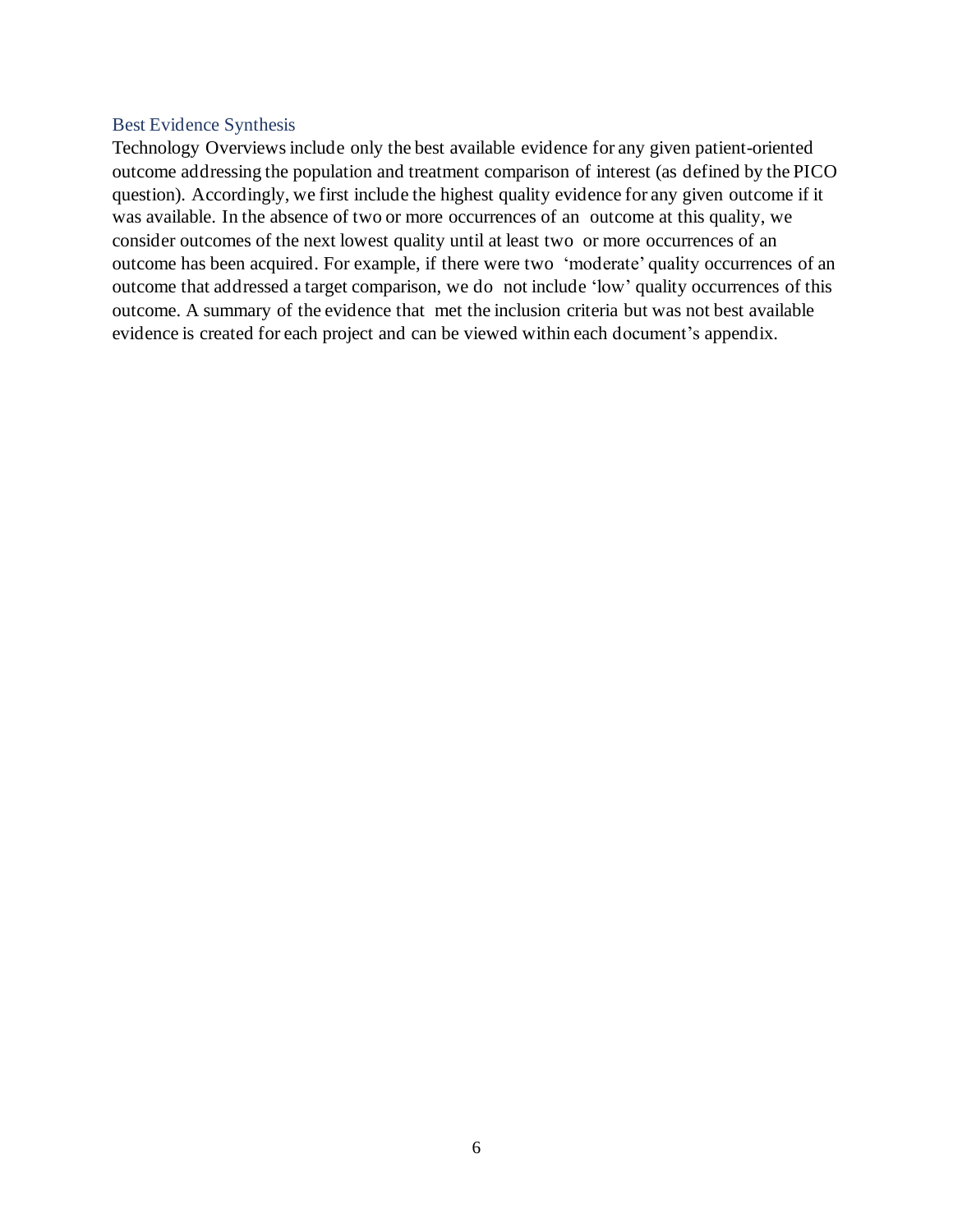## Best Evidence Synthesis

Technology Overviews include only the best available evidence for any given patient-oriented outcome addressing the population and treatment comparison of interest (as defined by the PICO question). Accordingly, we first include the highest quality evidence for any given outcome if it was available. In the absence of two or more occurrences of an outcome at this quality, we consider outcomes of the next lowest quality until at least two or more occurrences of an outcome has been acquired. For example, if there were two 'moderate' quality occurrences of an outcome that addressed a target comparison, we do not include 'low' quality occurrences of this outcome. A summary of the evidence that met the inclusion criteria but was not best available evidence is created for each project and can be viewed within each document's appendix.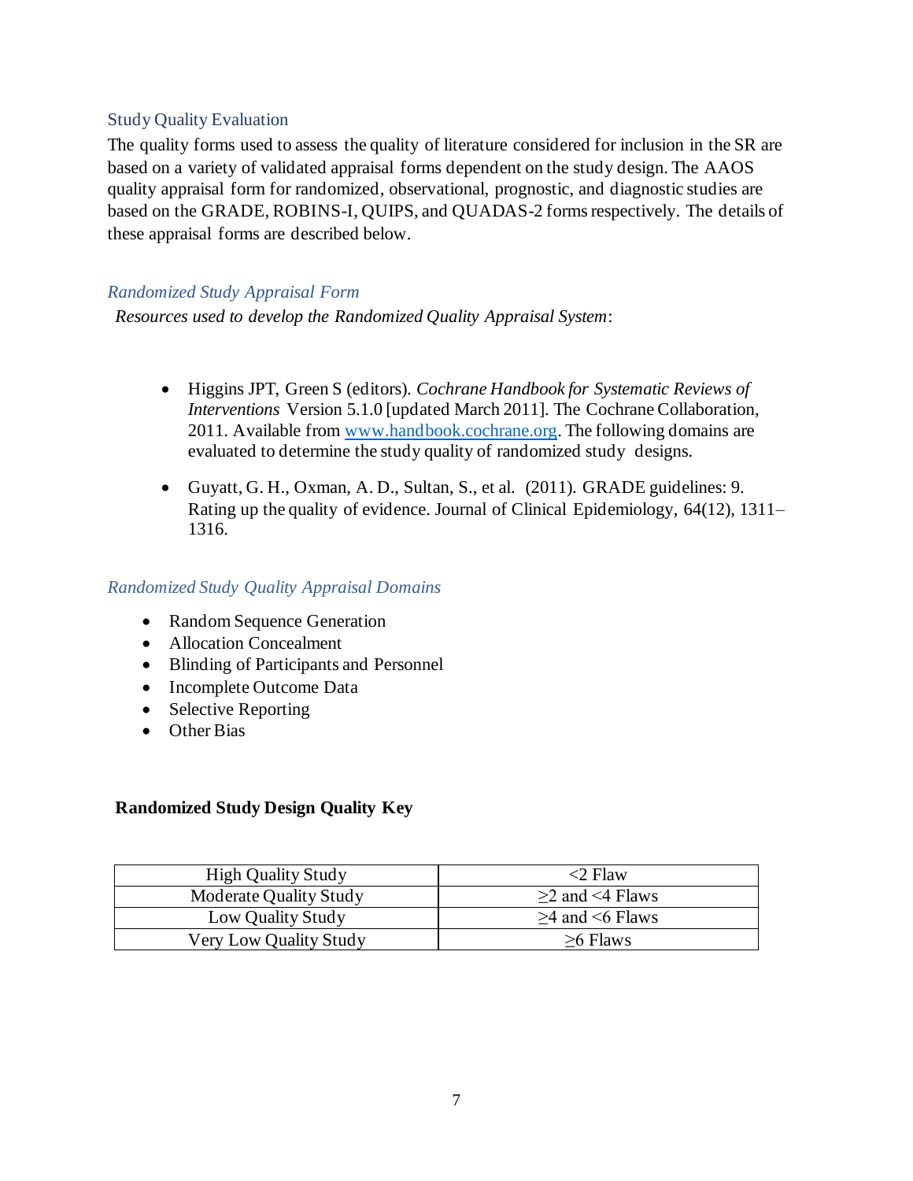## Study Quality Evaluation

The quality forms used to assess the quality of literature considered for inclusion in the SR are based on a variety of validated appraisal forms dependent on the study design. The AAOS quality appraisal form for randomized, observational, prognostic, and diagnostic studies are based on the GRADE, ROBINS-I, QUIPS, and QUADAS-2 forms respectively. The details of these appraisal forms are described below.

### *Randomized Study Appraisal Form*

*Resources used to develop the Randomized Quality Appraisal System*:

- Higgins JPT, Green S (editors). *Cochrane Handbook for Systematic Reviews of Interventions* Version 5.1.0 [updated March 2011]. The Cochrane Collaboration, 2011. Available from www.handbook.cochrane.org. The following domains are evaluated to determine the study quality of randomized study designs.
- Guyatt, G. H., Oxman, A. D., Sultan, S., et al. (2011). GRADE guidelines: 9. Rating up the quality of evidence. Journal of Clinical Epidemiology, 64(12), 1311–1316.

### *Randomized Study Quality Appraisal Domains*

- Random Sequence Generation
- Allocation Concealment
- Blinding of Participants and Personnel
- Incomplete Outcome Data
- Selective Reporting
- Other Bias

**Randomized Study Design Quality Key**

| High Quality Study | <2 Flaw |
|---|---|
| Moderate Quality Study | ≥2 and <4 Flaws |
| Low Quality Study | ≥4 and <6 Flaws |
| Very Low Quality Study | ≥6 Flaws |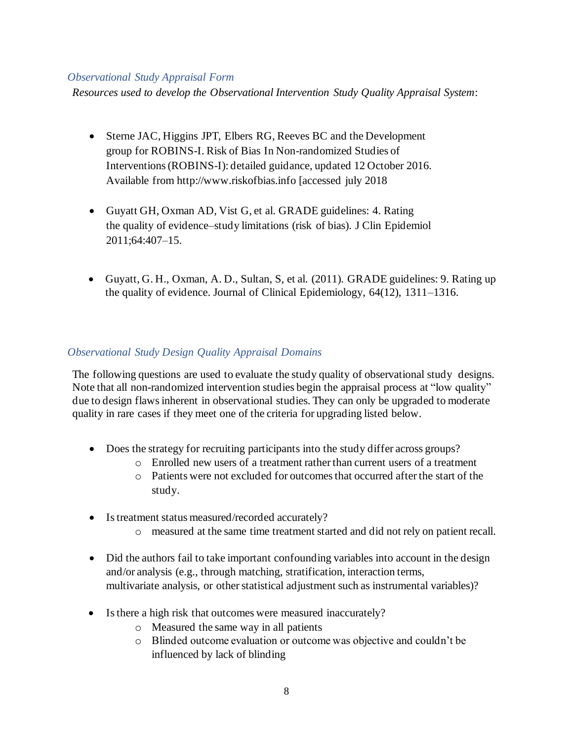### *Observational Study Appraisal Form*

*Resources used to develop the Observational Intervention Study Quality Appraisal System*:

- Sterne JAC, Higgins JPT, Elbers RG, Reeves BC and the Development group for ROBINS-I. Risk of Bias In Non-randomized Studies of Interventions (ROBINS-I): detailed guidance, updated 12 October 2016. Available from http://www.riskofbias.info [accessed july 2018

- Guyatt GH, Oxman AD, Vist G, et al. GRADE guidelines: 4. Rating the quality of evidence–study limitations (risk of bias). J Clin Epidemiol 2011;64:407–15.

- Guyatt, G. H., Oxman, A. D., Sultan, S, et al. (2011). GRADE guidelines: 9. Rating up the quality of evidence. Journal of Clinical Epidemiology, 64(12), 1311–1316.

### *Observational Study Design Quality Appraisal Domains*

The following questions are used to evaluate the study quality of observational study designs. Note that all non-randomized intervention studies begin the appraisal process at "low quality" due to design flaws inherent in observational studies. They can only be upgraded to moderate quality in rare cases if they meet one of the criteria for upgrading listed below.

- Does the strategy for recruiting participants into the study differ across groups?
  - Enrolled new users of a treatment rather than current users of a treatment
  - Patients were not excluded for outcomes that occurred after the start of the study.

- Is treatment status measured/recorded accurately?
  - measured at the same time treatment started and did not rely on patient recall.

- Did the authors fail to take important confounding variables into account in the design and/or analysis (e.g., through matching, stratification, interaction terms, multivariate analysis, or other statistical adjustment such as instrumental variables)?

- Is there a high risk that outcomes were measured inaccurately?
  - Measured the same way in all patients
  - Blinded outcome evaluation or outcome was objective and couldn't be influenced by lack of blinding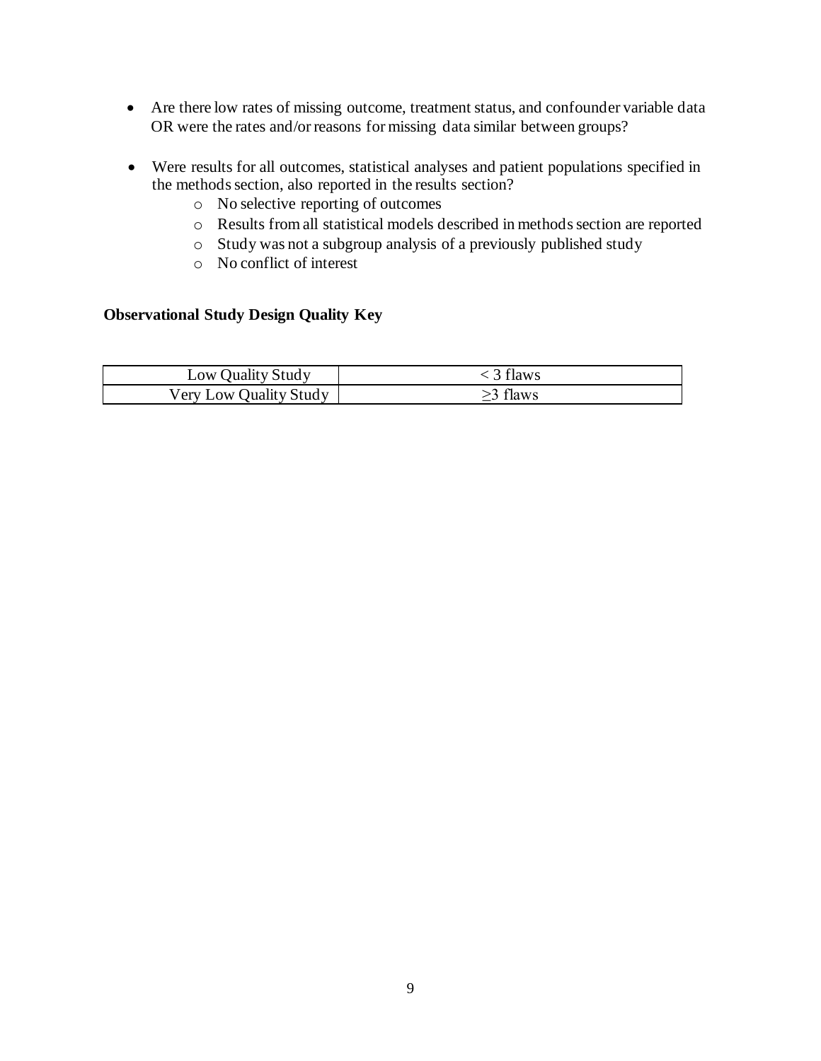- Are there low rates of missing outcome, treatment status, and confounder variable data OR were the rates and/or reasons for missing data similar between groups?

- Were results for all outcomes, statistical analyses and patient populations specified in the methods section, also reported in the results section?
  - No selective reporting of outcomes
  - Results from all statistical models described in methods section are reported
  - Study was not a subgroup analysis of a previously published study
  - No conflict of interest

**Observational Study Design Quality Key**

| | |
|---|---|
| Low Quality Study | $< 3$ flaws |
| Very Low Quality Study | $\geq 3$ flaws |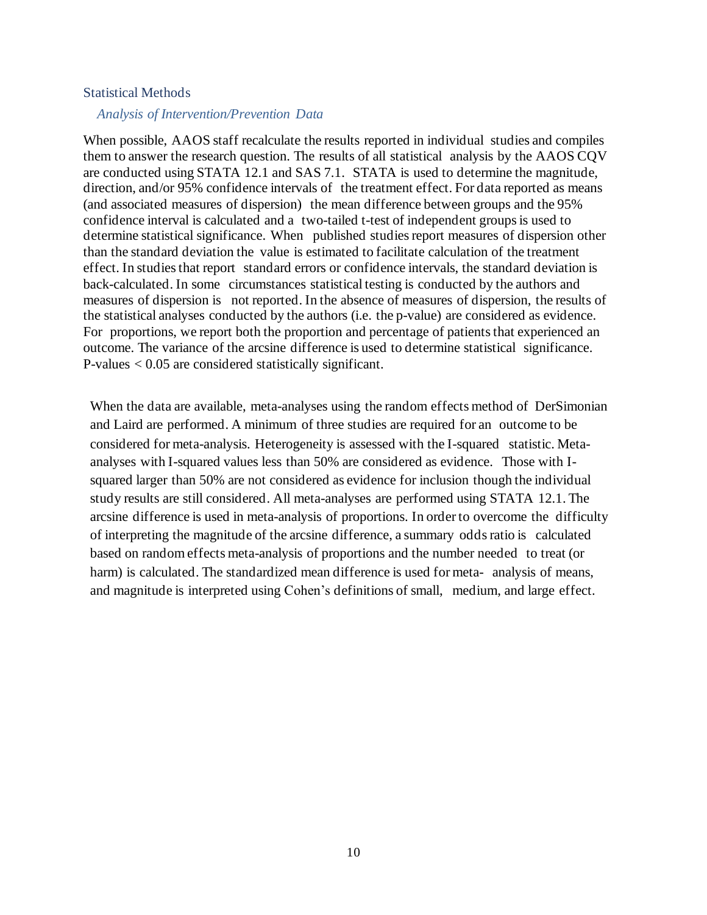## Statistical Methods

### *Analysis of Intervention/Prevention Data*

When possible, AAOS staff recalculate the results reported in individual studies and compiles them to answer the research question. The results of all statistical analysis by the AAOS CQV are conducted using STATA 12.1 and SAS 7.1. STATA is used to determine the magnitude, direction, and/or 95% confidence intervals of the treatment effect. For data reported as means (and associated measures of dispersion) the mean difference between groups and the 95% confidence interval is calculated and a two-tailed t-test of independent groups is used to determine statistical significance. When published studies report measures of dispersion other than the standard deviation the value is estimated to facilitate calculation of the treatment effect. In studies that report standard errors or confidence intervals, the standard deviation is back-calculated. In some circumstances statistical testing is conducted by the authors and measures of dispersion is not reported. In the absence of measures of dispersion, the results of the statistical analyses conducted by the authors (i.e. the p-value) are considered as evidence. For proportions, we report both the proportion and percentage of patients that experienced an outcome. The variance of the arcsine difference is used to determine statistical significance. P-values < 0.05 are considered statistically significant.

When the data are available, meta-analyses using the random effects method of DerSimonian and Laird are performed. A minimum of three studies are required for an outcome to be considered for meta-analysis. Heterogeneity is assessed with the I-squared statistic. Meta-analyses with I-squared values less than 50% are considered as evidence. Those with I-squared larger than 50% are not considered as evidence for inclusion though the individual study results are still considered. All meta-analyses are performed using STATA 12.1. The arcsine difference is used in meta-analysis of proportions. In order to overcome the difficulty of interpreting the magnitude of the arcsine difference, a summary odds ratio is calculated based on random effects meta-analysis of proportions and the number needed to treat (or harm) is calculated. The standardized mean difference is used for meta- analysis of means, and magnitude is interpreted using Cohen's definitions of small, medium, and large effect.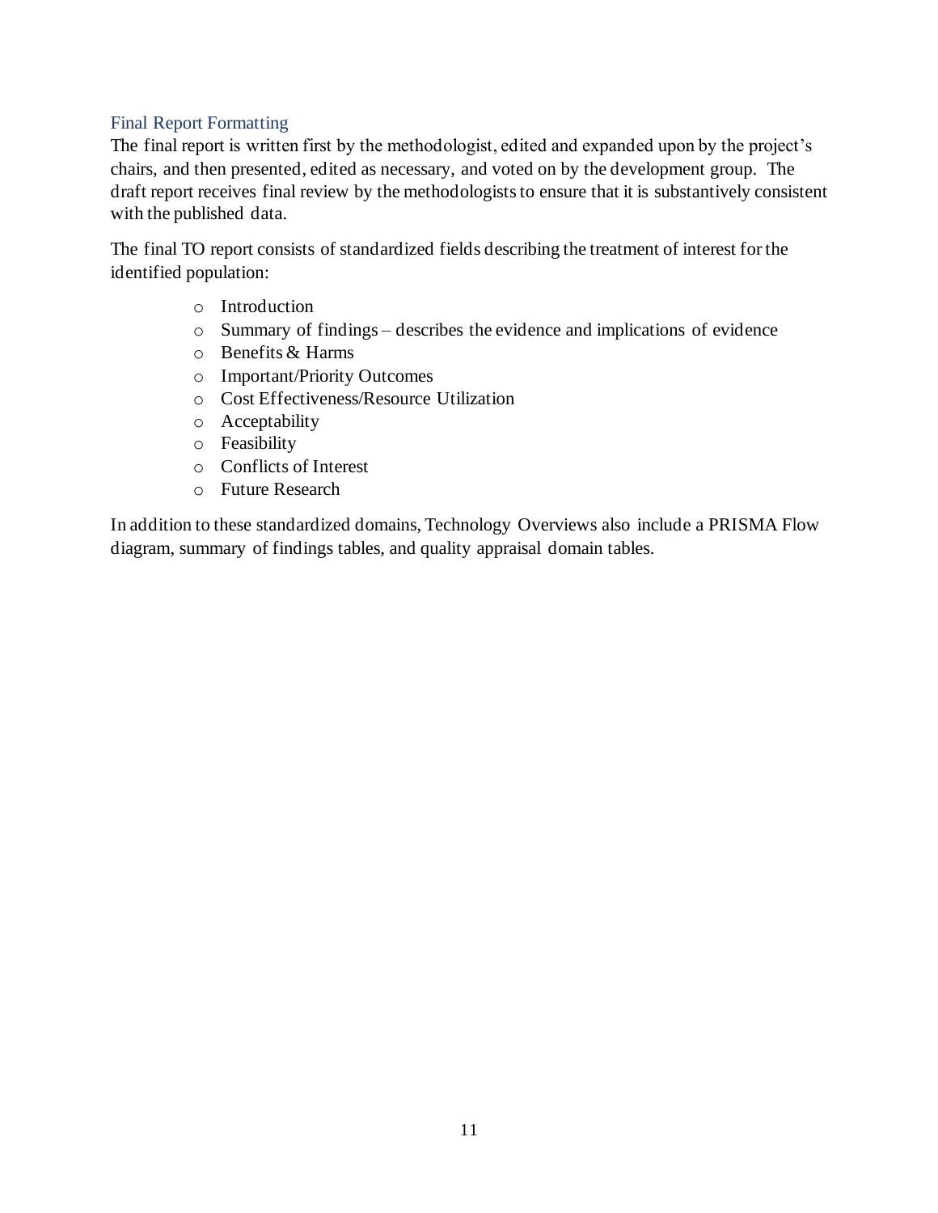## Final Report Formatting

The final report is written first by the methodologist, edited and expanded upon by the project's chairs, and then presented, edited as necessary, and voted on by the development group. The draft report receives final review by the methodologists to ensure that it is substantively consistent with the published data.

The final TO report consists of standardized fields describing the treatment of interest for the identified population:

- Introduction
- Summary of findings – describes the evidence and implications of evidence
- Benefits & Harms
- Important/Priority Outcomes
- Cost Effectiveness/Resource Utilization
- Acceptability
- Feasibility
- Conflicts of Interest
- Future Research

In addition to these standardized domains, Technology Overviews also include a PRISMA Flow diagram, summary of findings tables, and quality appraisal domain tables.